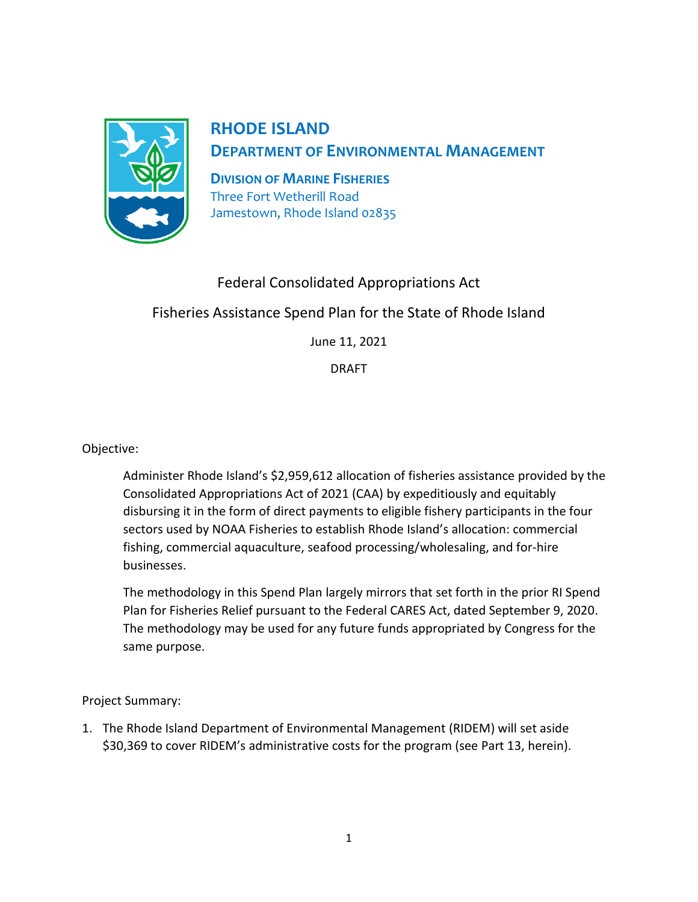# RHODE ISLAND

## DEPARTMENT OF ENVIRONMENTAL MANAGEMENT

**DIVISION OF MARINE FISHERIES**
Three Fort Wetherill Road
Jamestown, Rhode Island 02835

Federal Consolidated Appropriations Act

Fisheries Assistance Spend Plan for the State of Rhode Island

June 11, 2021

DRAFT

Objective:

Administer Rhode Island's $2,959,612 allocation of fisheries assistance provided by the Consolidated Appropriations Act of 2021 (CAA) by expeditiously and equitably disbursing it in the form of direct payments to eligible fishery participants in the four sectors used by NOAA Fisheries to establish Rhode Island's allocation: commercial fishing, commercial aquaculture, seafood processing/wholesaling, and for-hire businesses.

The methodology in this Spend Plan largely mirrors that set forth in the prior RI Spend Plan for Fisheries Relief pursuant to the Federal CARES Act, dated September 9, 2020. The methodology may be used for any future funds appropriated by Congress for the same purpose.

Project Summary:

1. The Rhode Island Department of Environmental Management (RIDEM) will set aside $30,369 to cover RIDEM's administrative costs for the program (see Part 13, herein).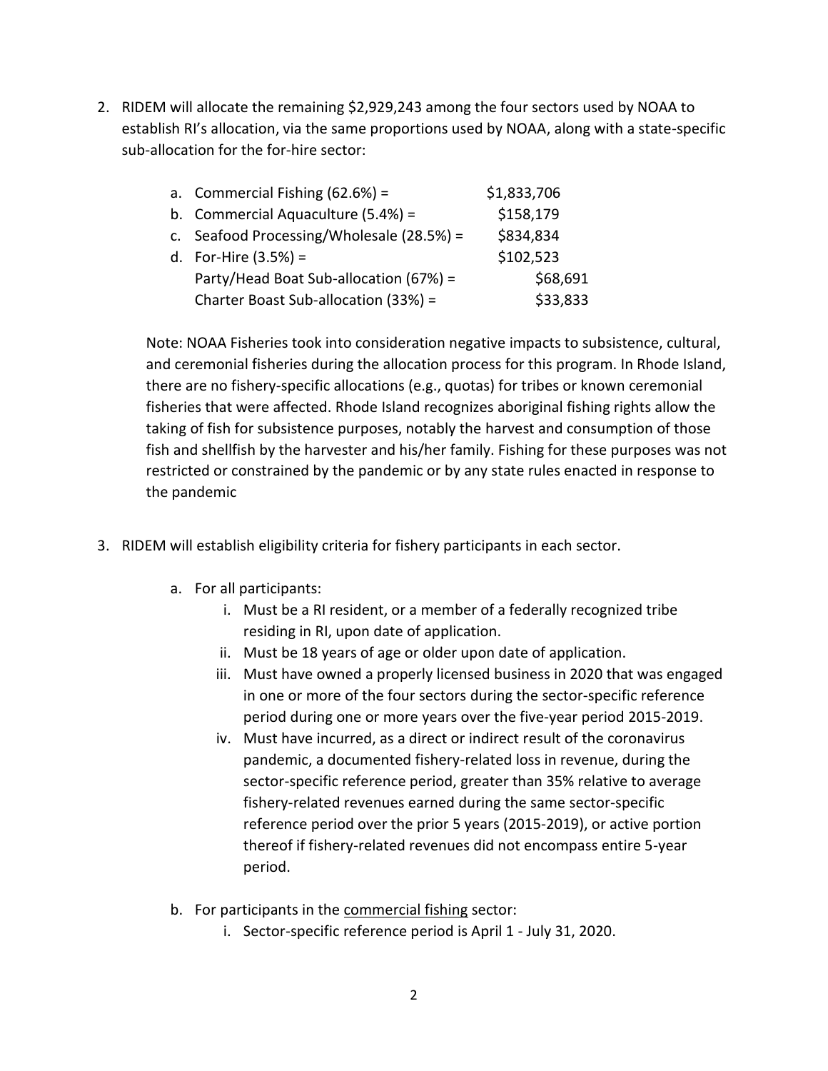2. RIDEM will allocate the remaining $2,929,243 among the four sectors used by NOAA to establish RI's allocation, via the same proportions used by NOAA, along with a state-specific sub-allocation for the for-hire sector:

| | |
|---|---|
| a. Commercial Fishing (62.6%) = | $1,833,706 |
| b. Commercial Aquaculture (5.4%) = | $158,179 |
| c. Seafood Processing/Wholesale (28.5%) = | $834,834 |
| d. For-Hire (3.5%) = | $102,523 |
| Party/Head Boat Sub-allocation (67%) = | $68,691 |
| Charter Boast Sub-allocation (33%) = | $33,833 |

Note: NOAA Fisheries took into consideration negative impacts to subsistence, cultural, and ceremonial fisheries during the allocation process for this program. In Rhode Island, there are no fishery-specific allocations (e.g., quotas) for tribes or known ceremonial fisheries that were affected. Rhode Island recognizes aboriginal fishing rights allow the taking of fish for subsistence purposes, notably the harvest and consumption of those fish and shellfish by the harvester and his/her family. Fishing for these purposes was not restricted or constrained by the pandemic or by any state rules enacted in response to the pandemic

3. RIDEM will establish eligibility criteria for fishery participants in each sector.

    a. For all participants:

        i. Must be a RI resident, or a member of a federally recognized tribe residing in RI, upon date of application.

        ii. Must be 18 years of age or older upon date of application.

        iii. Must have owned a properly licensed business in 2020 that was engaged in one or more of the four sectors during the sector-specific reference period during one or more years over the five-year period 2015-2019.

        iv. Must have incurred, as a direct or indirect result of the coronavirus pandemic, a documented fishery-related loss in revenue, during the sector-specific reference period, greater than 35% relative to average fishery-related revenues earned during the same sector-specific reference period over the prior 5 years (2015-2019), or active portion thereof if fishery-related revenues did not encompass entire 5-year period.

    b. For participants in the <u>commercial fishing</u> sector:

        i. Sector-specific reference period is April 1 - July 31, 2020.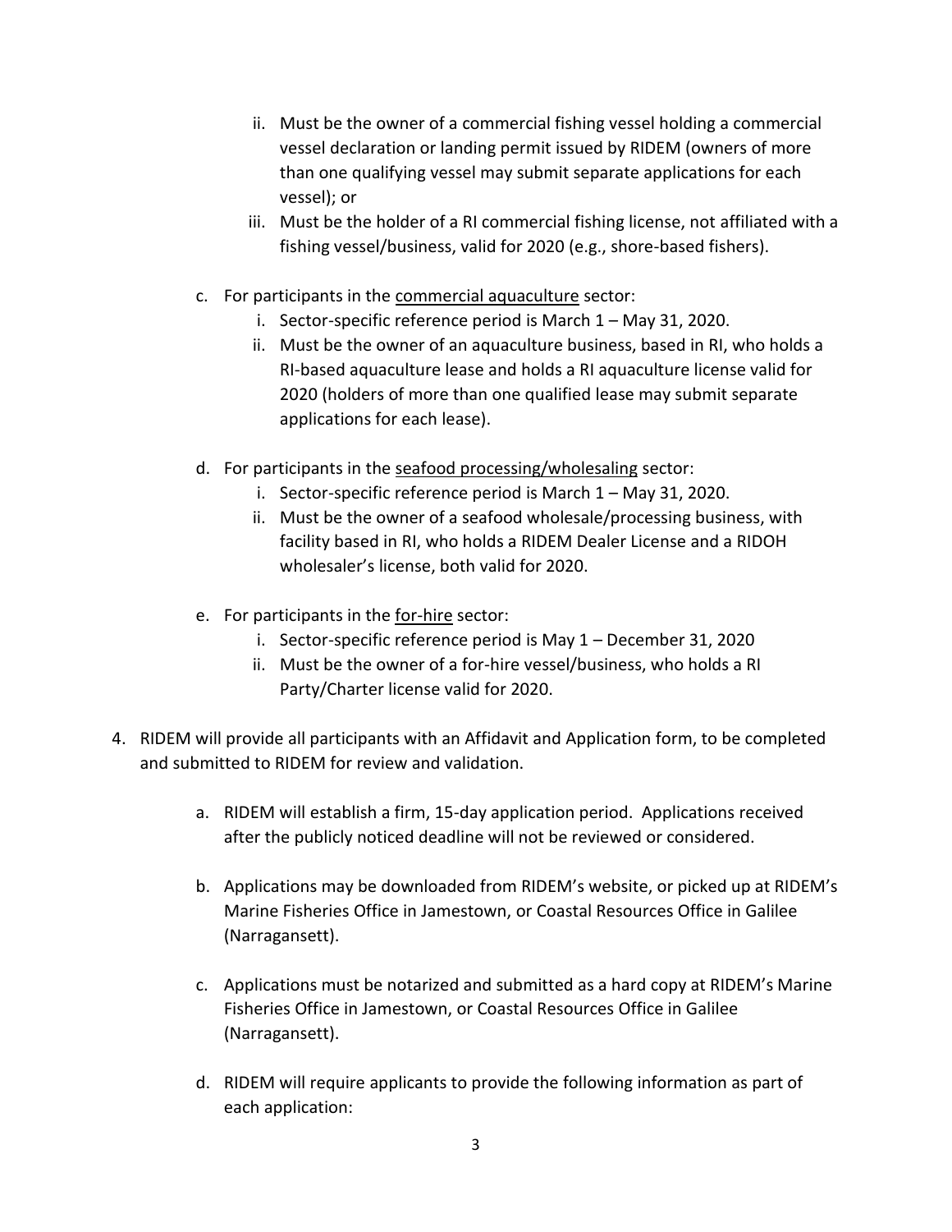ii. Must be the owner of a commercial fishing vessel holding a commercial vessel declaration or landing permit issued by RIDEM (owners of more than one qualifying vessel may submit separate applications for each vessel); or

   iii. Must be the holder of a RI commercial fishing license, not affiliated with a fishing vessel/business, valid for 2020 (e.g., shore-based fishers).

c. For participants in the commercial aquaculture sector:

   i. Sector-specific reference period is March 1 – May 31, 2020.

   ii. Must be the owner of an aquaculture business, based in RI, who holds a RI-based aquaculture lease and holds a RI aquaculture license valid for 2020 (holders of more than one qualified lease may submit separate applications for each lease).

d. For participants in the seafood processing/wholesaling sector:

   i. Sector-specific reference period is March 1 – May 31, 2020.

   ii. Must be the owner of a seafood wholesale/processing business, with facility based in RI, who holds a RIDEM Dealer License and a RIDOH wholesaler's license, both valid for 2020.

e. For participants in the for-hire sector:

   i. Sector-specific reference period is May 1 – December 31, 2020

   ii. Must be the owner of a for-hire vessel/business, who holds a RI Party/Charter license valid for 2020.

4. RIDEM will provide all participants with an Affidavit and Application form, to be completed and submitted to RIDEM for review and validation.

   a. RIDEM will establish a firm, 15-day application period. Applications received after the publicly noticed deadline will not be reviewed or considered.

   b. Applications may be downloaded from RIDEM's website, or picked up at RIDEM's Marine Fisheries Office in Jamestown, or Coastal Resources Office in Galilee (Narragansett).

   c. Applications must be notarized and submitted as a hard copy at RIDEM's Marine Fisheries Office in Jamestown, or Coastal Resources Office in Galilee (Narragansett).

   d. RIDEM will require applicants to provide the following information as part of each application: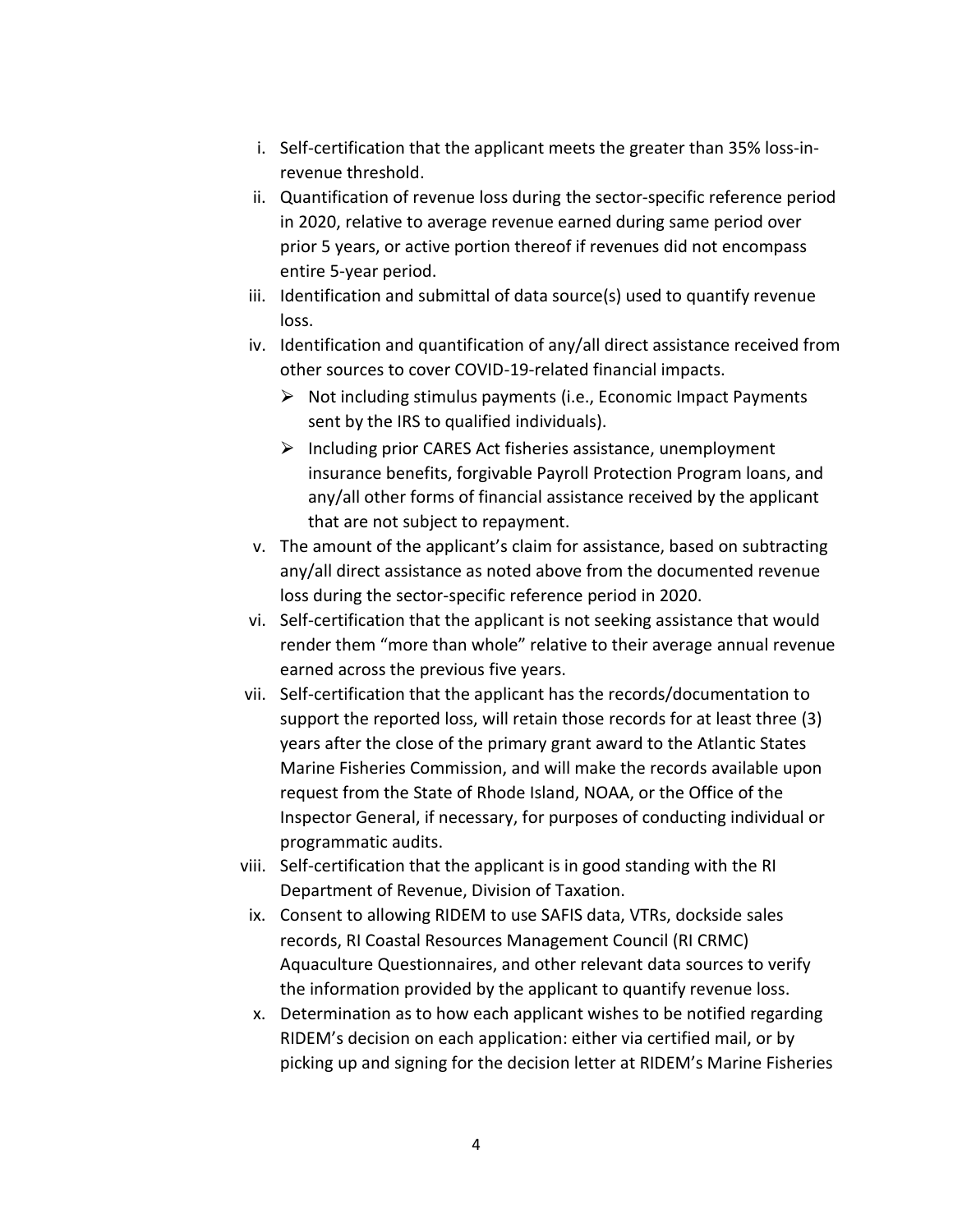i. Self-certification that the applicant meets the greater than 35% loss-in-revenue threshold.
ii. Quantification of revenue loss during the sector-specific reference period in 2020, relative to average revenue earned during same period over prior 5 years, or active portion thereof if revenues did not encompass entire 5-year period.
iii. Identification and submittal of data source(s) used to quantify revenue loss.
iv. Identification and quantification of any/all direct assistance received from other sources to cover COVID-19-related financial impacts.
   - Not including stimulus payments (i.e., Economic Impact Payments sent by the IRS to qualified individuals).
   - Including prior CARES Act fisheries assistance, unemployment insurance benefits, forgivable Payroll Protection Program loans, and any/all other forms of financial assistance received by the applicant that are not subject to repayment.
v. The amount of the applicant's claim for assistance, based on subtracting any/all direct assistance as noted above from the documented revenue loss during the sector-specific reference period in 2020.
vi. Self-certification that the applicant is not seeking assistance that would render them "more than whole" relative to their average annual revenue earned across the previous five years.
vii. Self-certification that the applicant has the records/documentation to support the reported loss, will retain those records for at least three (3) years after the close of the primary grant award to the Atlantic States Marine Fisheries Commission, and will make the records available upon request from the State of Rhode Island, NOAA, or the Office of the Inspector General, if necessary, for purposes of conducting individual or programmatic audits.
viii. Self-certification that the applicant is in good standing with the RI Department of Revenue, Division of Taxation.
ix. Consent to allowing RIDEM to use SAFIS data, VTRs, dockside sales records, RI Coastal Resources Management Council (RI CRMC) Aquaculture Questionnaires, and other relevant data sources to verify the information provided by the applicant to quantify revenue loss.
x. Determination as to how each applicant wishes to be notified regarding RIDEM's decision on each application: either via certified mail, or by picking up and signing for the decision letter at RIDEM's Marine Fisheries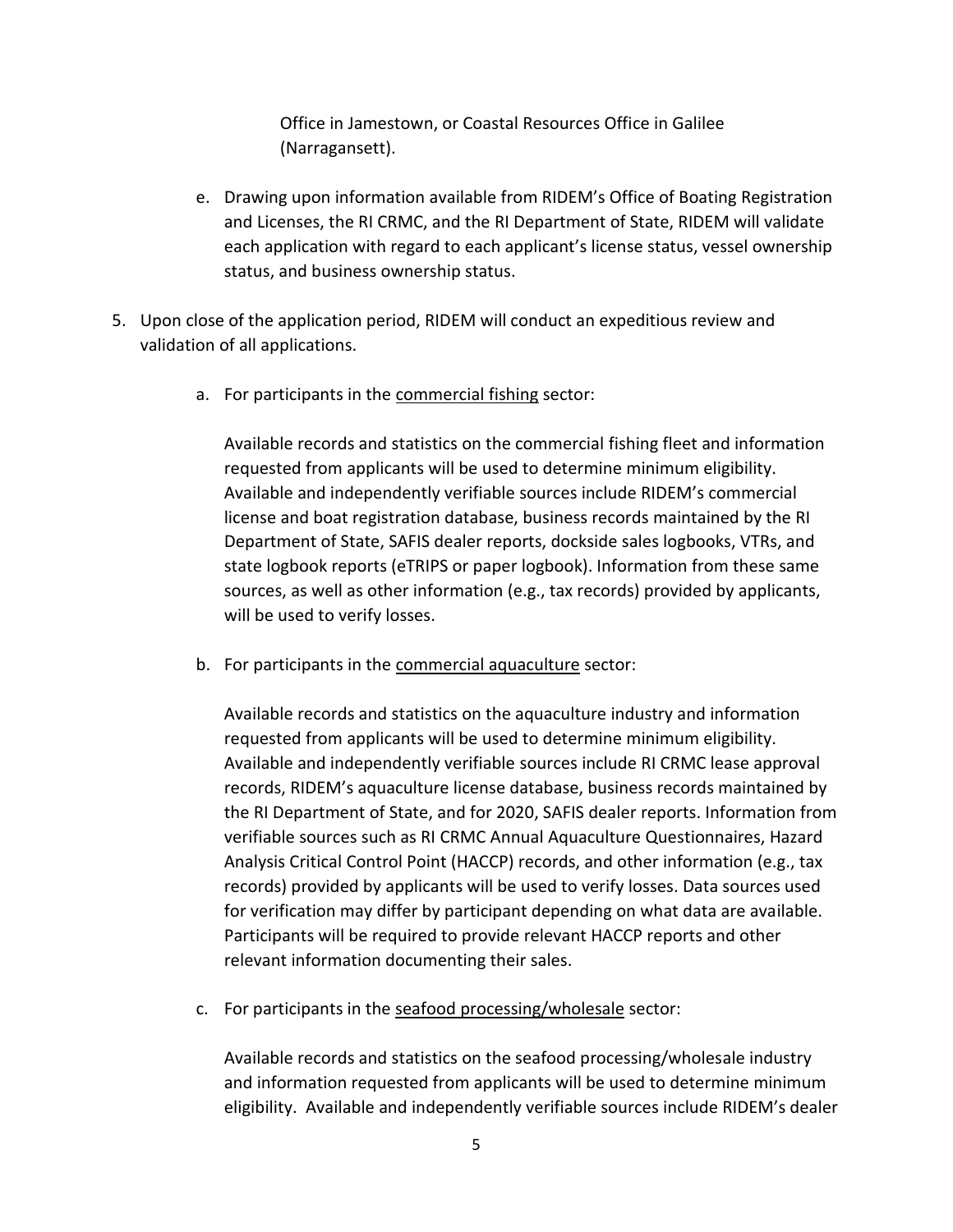Office in Jamestown, or Coastal Resources Office in Galilee (Narragansett).

e. Drawing upon information available from RIDEM's Office of Boating Registration and Licenses, the RI CRMC, and the RI Department of State, RIDEM will validate each application with regard to each applicant's license status, vessel ownership status, and business ownership status.

5. Upon close of the application period, RIDEM will conduct an expeditious review and validation of all applications.

   a. For participants in the <u>commercial fishing</u> sector:

      Available records and statistics on the commercial fishing fleet and information requested from applicants will be used to determine minimum eligibility. Available and independently verifiable sources include RIDEM's commercial license and boat registration database, business records maintained by the RI Department of State, SAFIS dealer reports, dockside sales logbooks, VTRs, and state logbook reports (eTRIPS or paper logbook). Information from these same sources, as well as other information (e.g., tax records) provided by applicants, will be used to verify losses.

   b. For participants in the <u>commercial aquaculture</u> sector:

      Available records and statistics on the aquaculture industry and information requested from applicants will be used to determine minimum eligibility. Available and independently verifiable sources include RI CRMC lease approval records, RIDEM's aquaculture license database, business records maintained by the RI Department of State, and for 2020, SAFIS dealer reports. Information from verifiable sources such as RI CRMC Annual Aquaculture Questionnaires, Hazard Analysis Critical Control Point (HACCP) records, and other information (e.g., tax records) provided by applicants will be used to verify losses. Data sources used for verification may differ by participant depending on what data are available. Participants will be required to provide relevant HACCP reports and other relevant information documenting their sales.

   c. For participants in the <u>seafood processing/wholesale</u> sector:

      Available records and statistics on the seafood processing/wholesale industry and information requested from applicants will be used to determine minimum eligibility. Available and independently verifiable sources include RIDEM's dealer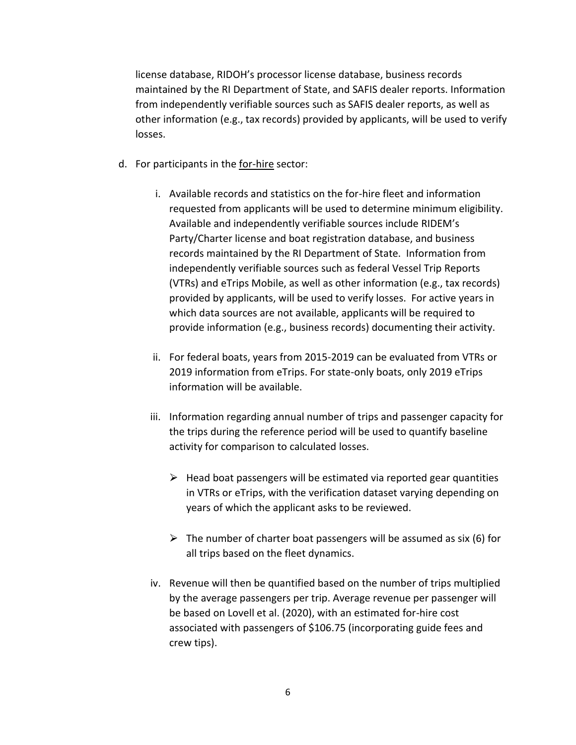license database, RIDOH's processor license database, business records maintained by the RI Department of State, and SAFIS dealer reports. Information from independently verifiable sources such as SAFIS dealer reports, as well as other information (e.g., tax records) provided by applicants, will be used to verify losses.

d. For participants in the <u>for-hire</u> sector:

   i. Available records and statistics on the for-hire fleet and information requested from applicants will be used to determine minimum eligibility. Available and independently verifiable sources include RIDEM's Party/Charter license and boat registration database, and business records maintained by the RI Department of State. Information from independently verifiable sources such as federal Vessel Trip Reports (VTRs) and eTrips Mobile, as well as other information (e.g., tax records) provided by applicants, will be used to verify losses. For active years in which data sources are not available, applicants will be required to provide information (e.g., business records) documenting their activity.

   ii. For federal boats, years from 2015-2019 can be evaluated from VTRs or 2019 information from eTrips. For state-only boats, only 2019 eTrips information will be available.

   iii. Information regarding annual number of trips and passenger capacity for the trips during the reference period will be used to quantify baseline activity for comparison to calculated losses.

      - Head boat passengers will be estimated via reported gear quantities in VTRs or eTrips, with the verification dataset varying depending on years of which the applicant asks to be reviewed.

      - The number of charter boat passengers will be assumed as six (6) for all trips based on the fleet dynamics.

   iv. Revenue will then be quantified based on the number of trips multiplied by the average passengers per trip. Average revenue per passenger will be based on Lovell et al. (2020), with an estimated for-hire cost associated with passengers of $106.75 (incorporating guide fees and crew tips).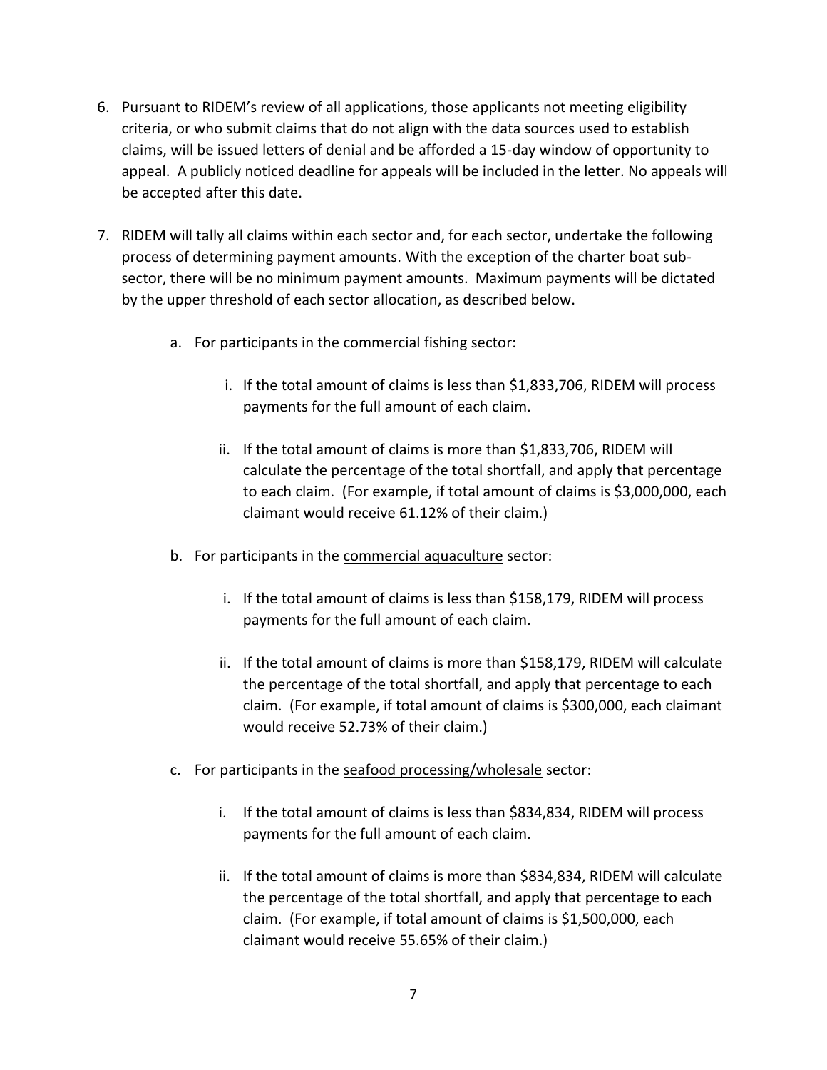6. Pursuant to RIDEM's review of all applications, those applicants not meeting eligibility criteria, or who submit claims that do not align with the data sources used to establish claims, will be issued letters of denial and be afforded a 15-day window of opportunity to appeal. A publicly noticed deadline for appeals will be included in the letter. No appeals will be accepted after this date.

7. RIDEM will tally all claims within each sector and, for each sector, undertake the following process of determining payment amounts. With the exception of the charter boat sub-sector, there will be no minimum payment amounts. Maximum payments will be dictated by the upper threshold of each sector allocation, as described below.

   a. For participants in the <u>commercial fishing</u> sector:

      i. If the total amount of claims is less than $1,833,706, RIDEM will process payments for the full amount of each claim.

      ii. If the total amount of claims is more than $1,833,706, RIDEM will calculate the percentage of the total shortfall, and apply that percentage to each claim. (For example, if total amount of claims is $3,000,000, each claimant would receive 61.12% of their claim.)

   b. For participants in the <u>commercial aquaculture</u> sector:

      i. If the total amount of claims is less than $158,179, RIDEM will process payments for the full amount of each claim.

      ii. If the total amount of claims is more than $158,179, RIDEM will calculate the percentage of the total shortfall, and apply that percentage to each claim. (For example, if total amount of claims is $300,000, each claimant would receive 52.73% of their claim.)

   c. For participants in the <u>seafood processing/wholesale</u> sector:

      i. If the total amount of claims is less than $834,834, RIDEM will process payments for the full amount of each claim.

      ii. If the total amount of claims is more than $834,834, RIDEM will calculate the percentage of the total shortfall, and apply that percentage to each claim. (For example, if total amount of claims is $1,500,000, each claimant would receive 55.65% of their claim.)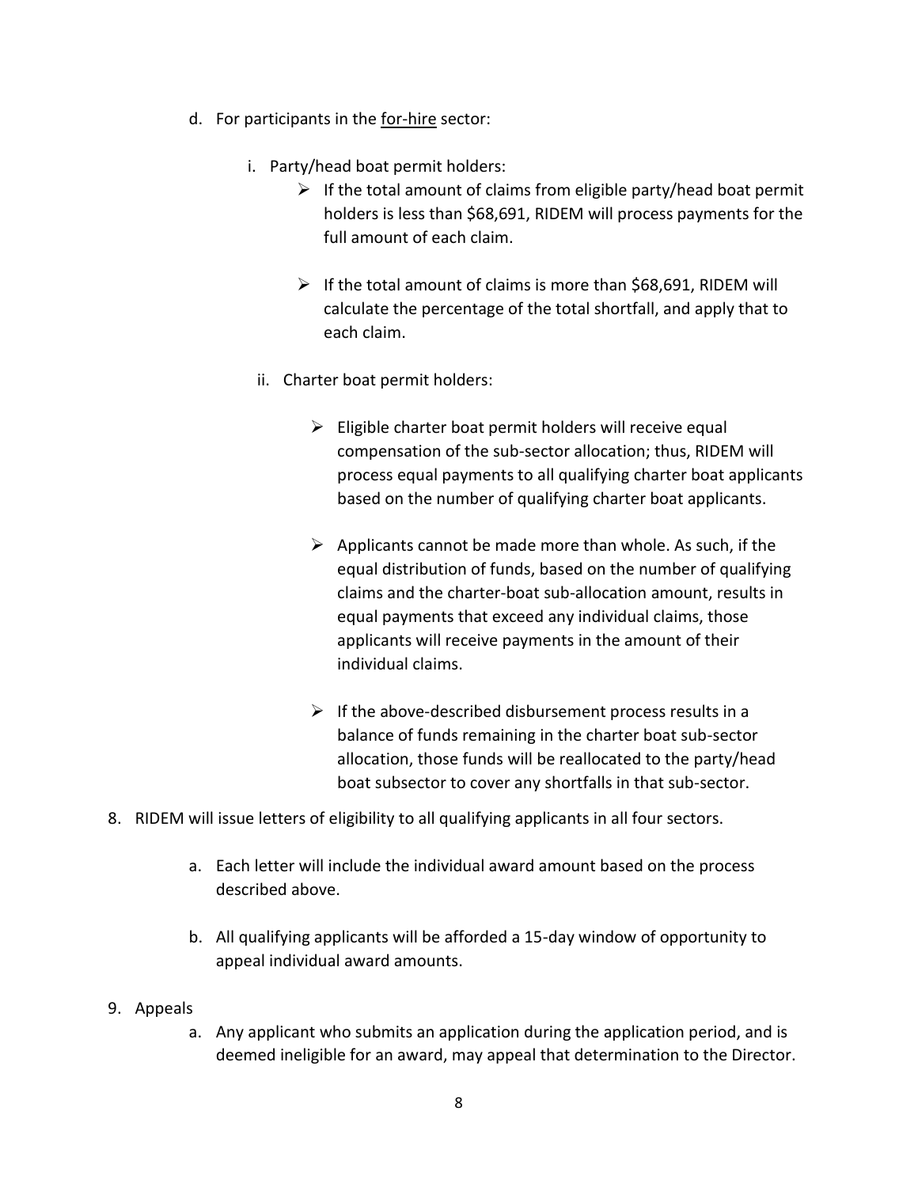d. For participants in the <u>for-hire</u> sector:

   i. Party/head boat permit holders:

      - If the total amount of claims from eligible party/head boat permit holders is less than $68,691, RIDEM will process payments for the full amount of each claim.

      - If the total amount of claims is more than $68,691, RIDEM will calculate the percentage of the total shortfall, and apply that to each claim.

   ii. Charter boat permit holders:

      - Eligible charter boat permit holders will receive equal compensation of the sub-sector allocation; thus, RIDEM will process equal payments to all qualifying charter boat applicants based on the number of qualifying charter boat applicants.

      - Applicants cannot be made more than whole. As such, if the equal distribution of funds, based on the number of qualifying claims and the charter-boat sub-allocation amount, results in equal payments that exceed any individual claims, those applicants will receive payments in the amount of their individual claims.

      - If the above-described disbursement process results in a balance of funds remaining in the charter boat sub-sector allocation, those funds will be reallocated to the party/head boat subsector to cover any shortfalls in that sub-sector.

8. RIDEM will issue letters of eligibility to all qualifying applicants in all four sectors.

   a. Each letter will include the individual award amount based on the process described above.

   b. All qualifying applicants will be afforded a 15-day window of opportunity to appeal individual award amounts.

9. Appeals

   a. Any applicant who submits an application during the application period, and is deemed ineligible for an award, may appeal that determination to the Director.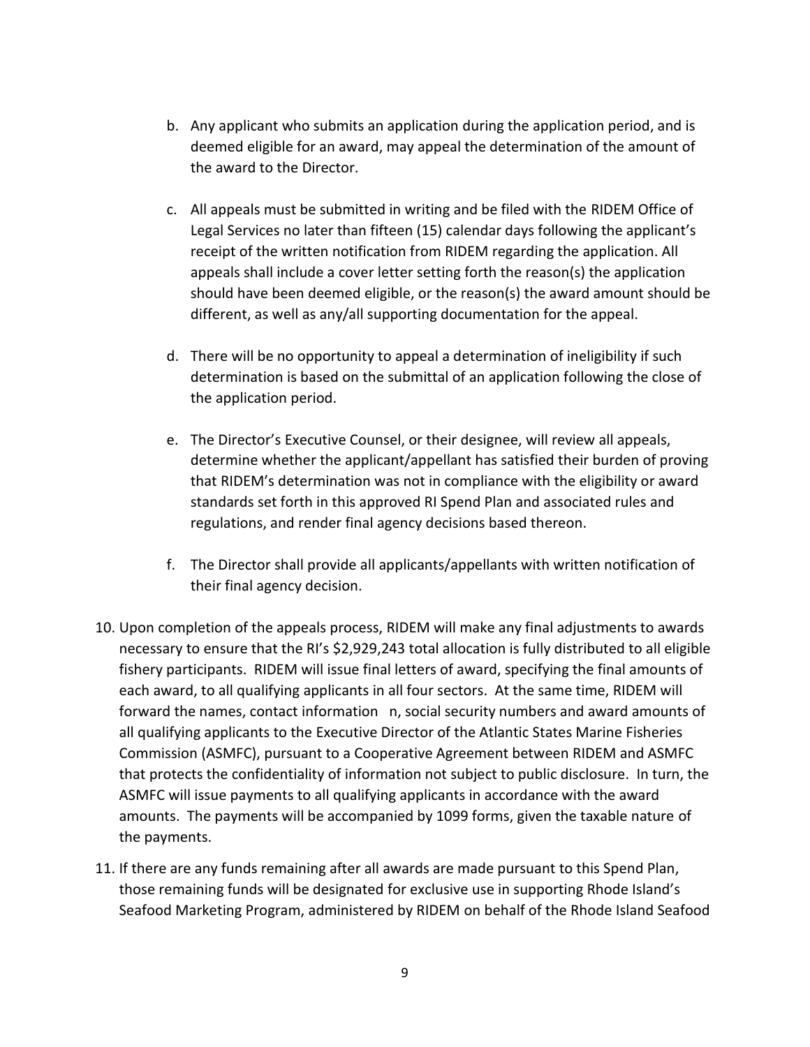b. Any applicant who submits an application during the application period, and is deemed eligible for an award, may appeal the determination of the amount of the award to the Director.

c. All appeals must be submitted in writing and be filed with the RIDEM Office of Legal Services no later than fifteen (15) calendar days following the applicant's receipt of the written notification from RIDEM regarding the application. All appeals shall include a cover letter setting forth the reason(s) the application should have been deemed eligible, or the reason(s) the award amount should be different, as well as any/all supporting documentation for the appeal.

d. There will be no opportunity to appeal a determination of ineligibility if such determination is based on the submittal of an application following the close of the application period.

e. The Director's Executive Counsel, or their designee, will review all appeals, determine whether the applicant/appellant has satisfied their burden of proving that RIDEM's determination was not in compliance with the eligibility or award standards set forth in this approved RI Spend Plan and associated rules and regulations, and render final agency decisions based thereon.

f. The Director shall provide all applicants/appellants with written notification of their final agency decision.

10. Upon completion of the appeals process, RIDEM will make any final adjustments to awards necessary to ensure that the RI's $2,929,243 total allocation is fully distributed to all eligible fishery participants. RIDEM will issue final letters of award, specifying the final amounts of each award, to all qualifying applicants in all four sectors. At the same time, RIDEM will forward the names, contact information n, social security numbers and award amounts of all qualifying applicants to the Executive Director of the Atlantic States Marine Fisheries Commission (ASMFC), pursuant to a Cooperative Agreement between RIDEM and ASMFC that protects the confidentiality of information not subject to public disclosure. In turn, the ASMFC will issue payments to all qualifying applicants in accordance with the award amounts. The payments will be accompanied by 1099 forms, given the taxable nature of the payments.

11. If there are any funds remaining after all awards are made pursuant to this Spend Plan, those remaining funds will be designated for exclusive use in supporting Rhode Island's Seafood Marketing Program, administered by RIDEM on behalf of the Rhode Island Seafood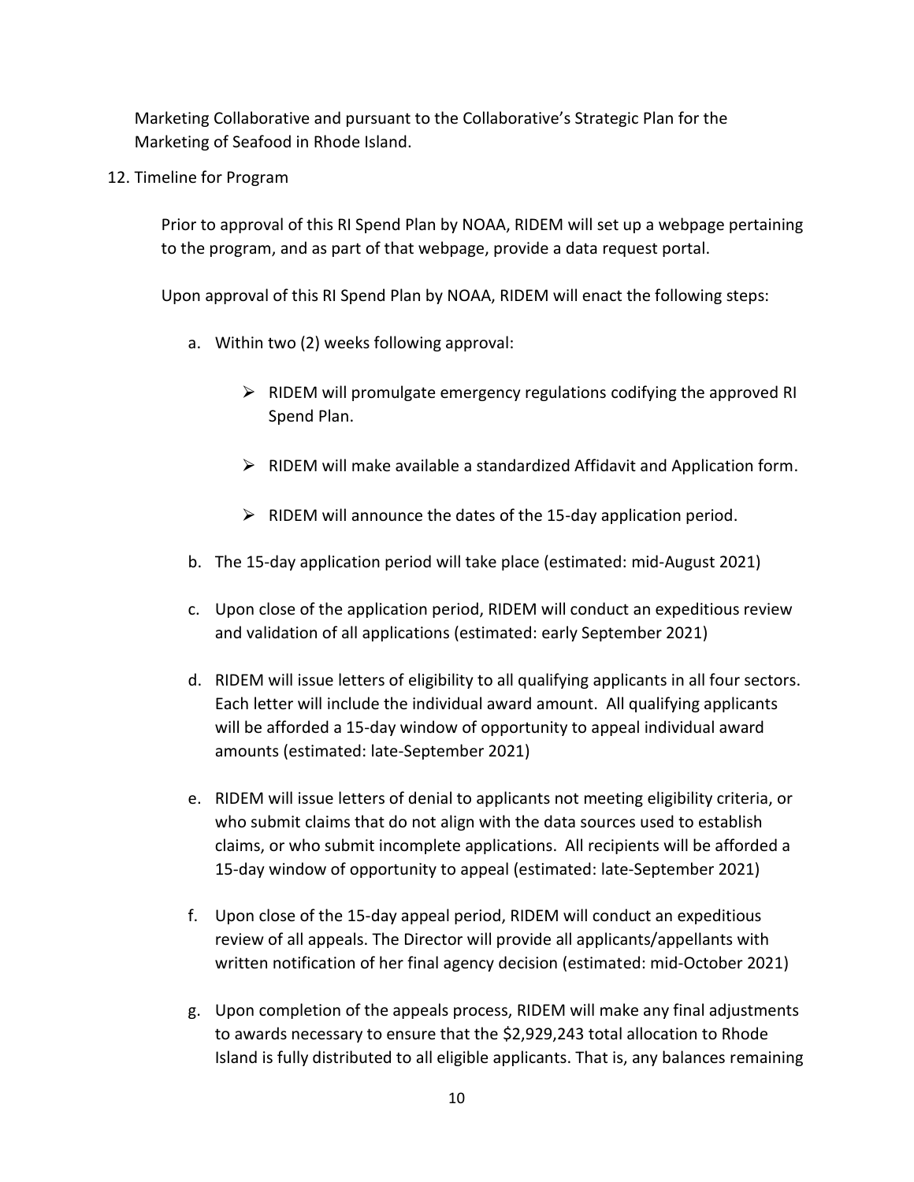Marketing Collaborative and pursuant to the Collaborative's Strategic Plan for the Marketing of Seafood in Rhode Island.

12. Timeline for Program

Prior to approval of this RI Spend Plan by NOAA, RIDEM will set up a webpage pertaining to the program, and as part of that webpage, provide a data request portal.

Upon approval of this RI Spend Plan by NOAA, RIDEM will enact the following steps:

a. Within two (2) weeks following approval:

   - RIDEM will promulgate emergency regulations codifying the approved RI Spend Plan.
   - RIDEM will make available a standardized Affidavit and Application form.
   - RIDEM will announce the dates of the 15-day application period.

b. The 15-day application period will take place (estimated: mid-August 2021)

c. Upon close of the application period, RIDEM will conduct an expeditious review and validation of all applications (estimated: early September 2021)

d. RIDEM will issue letters of eligibility to all qualifying applicants in all four sectors. Each letter will include the individual award amount. All qualifying applicants will be afforded a 15-day window of opportunity to appeal individual award amounts (estimated: late-September 2021)

e. RIDEM will issue letters of denial to applicants not meeting eligibility criteria, or who submit claims that do not align with the data sources used to establish claims, or who submit incomplete applications. All recipients will be afforded a 15-day window of opportunity to appeal (estimated: late-September 2021)

f. Upon close of the 15-day appeal period, RIDEM will conduct an expeditious review of all appeals. The Director will provide all applicants/appellants with written notification of her final agency decision (estimated: mid-October 2021)

g. Upon completion of the appeals process, RIDEM will make any final adjustments to awards necessary to ensure that the $2,929,243 total allocation to Rhode Island is fully distributed to all eligible applicants. That is, any balances remaining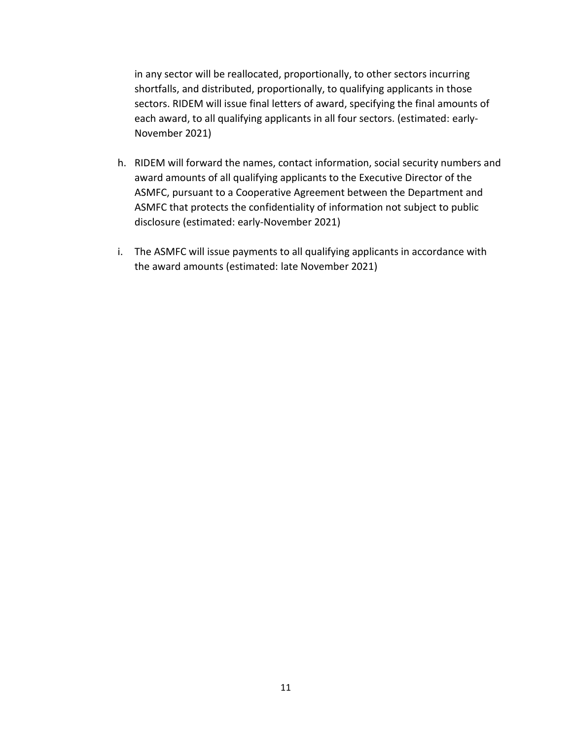in any sector will be reallocated, proportionally, to other sectors incurring shortfalls, and distributed, proportionally, to qualifying applicants in those sectors. RIDEM will issue final letters of award, specifying the final amounts of each award, to all qualifying applicants in all four sectors. (estimated: early-November 2021)

h. RIDEM will forward the names, contact information, social security numbers and award amounts of all qualifying applicants to the Executive Director of the ASMFC, pursuant to a Cooperative Agreement between the Department and ASMFC that protects the confidentiality of information not subject to public disclosure (estimated: early-November 2021)

i. The ASMFC will issue payments to all qualifying applicants in accordance with the award amounts (estimated: late November 2021)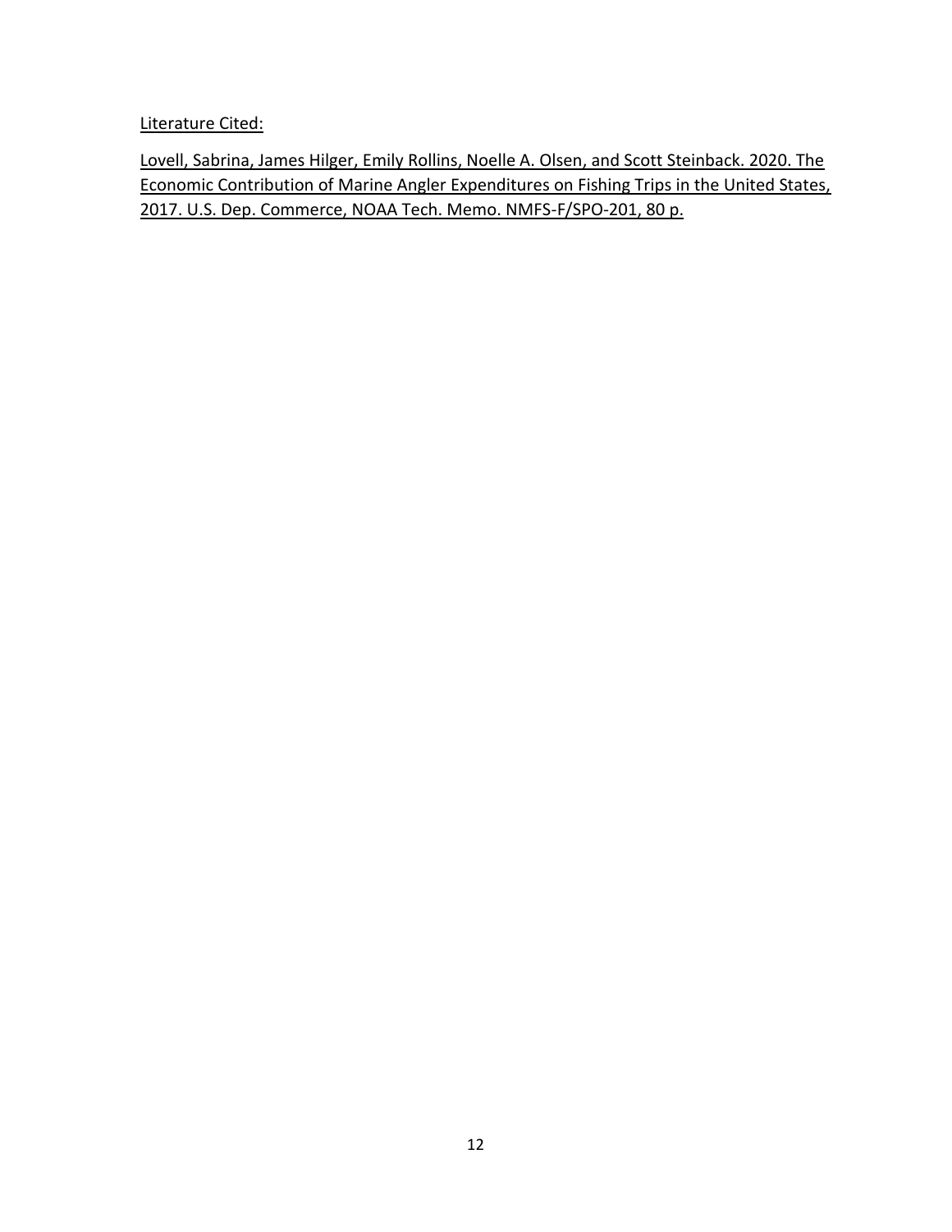Literature Cited:

Lovell, Sabrina, James Hilger, Emily Rollins, Noelle A. Olsen, and Scott Steinback. 2020. The Economic Contribution of Marine Angler Expenditures on Fishing Trips in the United States, 2017. U.S. Dep. Commerce, NOAA Tech. Memo. NMFS-F/SPO-201, 80 p.